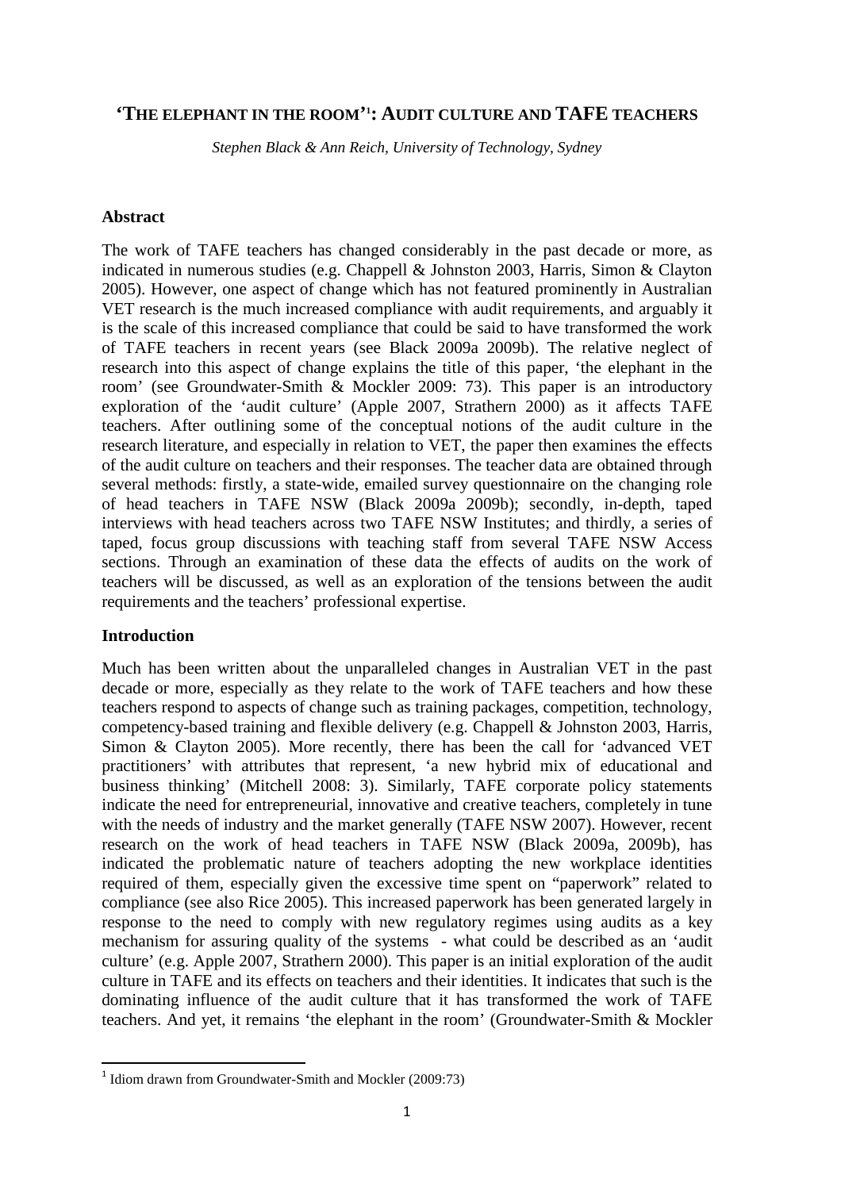# 'THE ELEPHANT IN THE ROOM'[1]: AUDIT CULTURE AND TAFE TEACHERS

*Stephen Black & Ann Reich, University of Technology, Sydney*

## Abstract

The work of TAFE teachers has changed considerably in the past decade or more, as indicated in numerous studies (e.g. Chappell & Johnston 2003, Harris, Simon & Clayton 2005). However, one aspect of change which has not featured prominently in Australian VET research is the much increased compliance with audit requirements, and arguably it is the scale of this increased compliance that could be said to have transformed the work of TAFE teachers in recent years (see Black 2009a 2009b). The relative neglect of research into this aspect of change explains the title of this paper, 'the elephant in the room' (see Groundwater-Smith & Mockler 2009: 73). This paper is an introductory exploration of the 'audit culture' (Apple 2007, Strathern 2000) as it affects TAFE teachers. After outlining some of the conceptual notions of the audit culture in the research literature, and especially in relation to VET, the paper then examines the effects of the audit culture on teachers and their responses. The teacher data are obtained through several methods: firstly, a state-wide, emailed survey questionnaire on the changing role of head teachers in TAFE NSW (Black 2009a 2009b); secondly, in-depth, taped interviews with head teachers across two TAFE NSW Institutes; and thirdly, a series of taped, focus group discussions with teaching staff from several TAFE NSW Access sections. Through an examination of these data the effects of audits on the work of teachers will be discussed, as well as an exploration of the tensions between the audit requirements and the teachers' professional expertise.

## Introduction

Much has been written about the unparalleled changes in Australian VET in the past decade or more, especially as they relate to the work of TAFE teachers and how these teachers respond to aspects of change such as training packages, competition, technology, competency-based training and flexible delivery (e.g. Chappell & Johnston 2003, Harris, Simon & Clayton 2005). More recently, there has been the call for 'advanced VET practitioners' with attributes that represent, 'a new hybrid mix of educational and business thinking' (Mitchell 2008: 3). Similarly, TAFE corporate policy statements indicate the need for entrepreneurial, innovative and creative teachers, completely in tune with the needs of industry and the market generally (TAFE NSW 2007). However, recent research on the work of head teachers in TAFE NSW (Black 2009a, 2009b), has indicated the problematic nature of teachers adopting the new workplace identities required of them, especially given the excessive time spent on "paperwork" related to compliance (see also Rice 2005). This increased paperwork has been generated largely in response to the need to comply with new regulatory regimes using audits as a key mechanism for assuring quality of the systems - what could be described as an 'audit culture' (e.g. Apple 2007, Strathern 2000). This paper is an initial exploration of the audit culture in TAFE and its effects on teachers and their identities. It indicates that such is the dominating influence of the audit culture that it has transformed the work of TAFE teachers. And yet, it remains 'the elephant in the room' (Groundwater-Smith & Mockler

[1] Idiom drawn from Groundwater-Smith and Mockler (2009:73)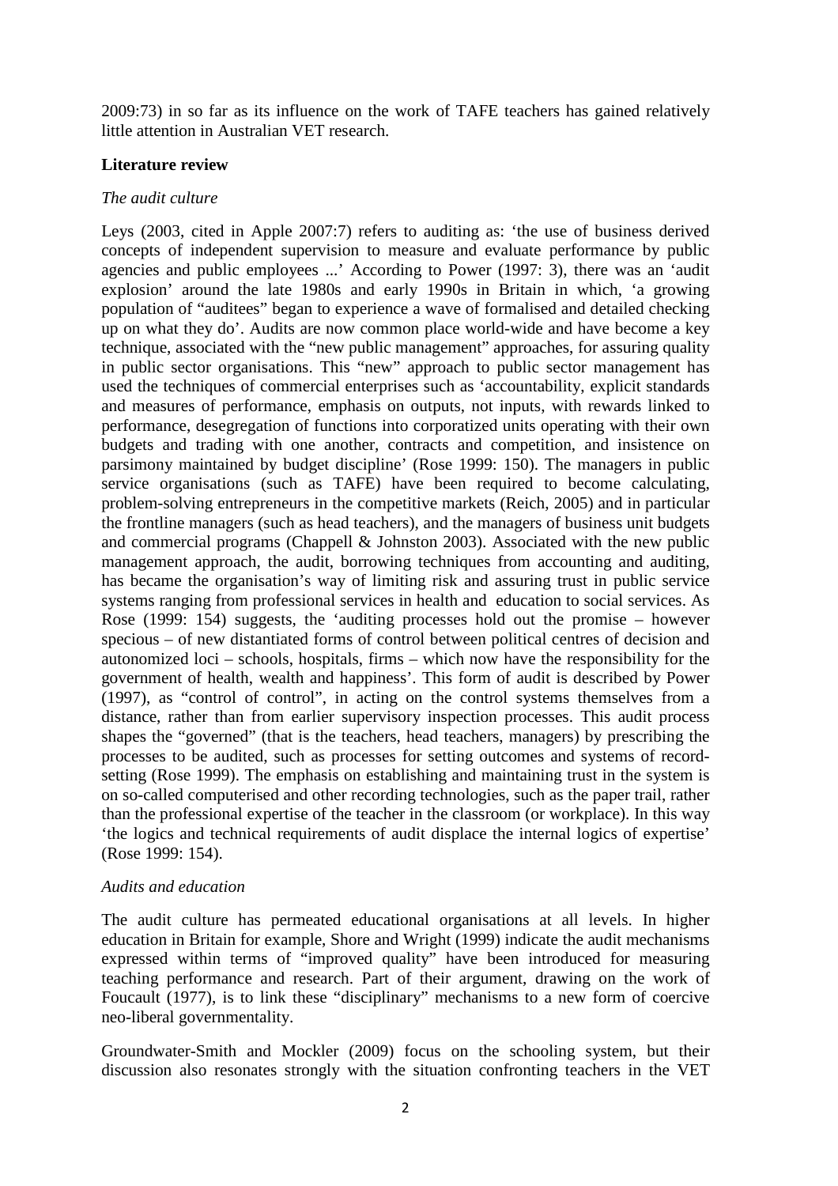2009:73) in so far as its influence on the work of TAFE teachers has gained relatively little attention in Australian VET research.

**Literature review**

*The audit culture*

Leys (2003, cited in Apple 2007:7) refers to auditing as: 'the use of business derived concepts of independent supervision to measure and evaluate performance by public agencies and public employees ...' According to Power (1997: 3), there was an 'audit explosion' around the late 1980s and early 1990s in Britain in which, 'a growing population of "auditees" began to experience a wave of formalised and detailed checking up on what they do'. Audits are now common place world-wide and have become a key technique, associated with the "new public management" approaches, for assuring quality in public sector organisations. This "new" approach to public sector management has used the techniques of commercial enterprises such as 'accountability, explicit standards and measures of performance, emphasis on outputs, not inputs, with rewards linked to performance, desegregation of functions into corporatized units operating with their own budgets and trading with one another, contracts and competition, and insistence on parsimony maintained by budget discipline' (Rose 1999: 150). The managers in public service organisations (such as TAFE) have been required to become calculating, problem-solving entrepreneurs in the competitive markets (Reich, 2005) and in particular the frontline managers (such as head teachers), and the managers of business unit budgets and commercial programs (Chappell & Johnston 2003). Associated with the new public management approach, the audit, borrowing techniques from accounting and auditing, has became the organisation's way of limiting risk and assuring trust in public service systems ranging from professional services in health and education to social services. As Rose (1999: 154) suggests, the 'auditing processes hold out the promise – however specious – of new distantiated forms of control between political centres of decision and autonomized loci – schools, hospitals, firms – which now have the responsibility for the government of health, wealth and happiness'. This form of audit is described by Power (1997), as "control of control", in acting on the control systems themselves from a distance, rather than from earlier supervisory inspection processes. This audit process shapes the "governed" (that is the teachers, head teachers, managers) by prescribing the processes to be audited, such as processes for setting outcomes and systems of record-setting (Rose 1999). The emphasis on establishing and maintaining trust in the system is on so-called computerised and other recording technologies, such as the paper trail, rather than the professional expertise of the teacher in the classroom (or workplace). In this way 'the logics and technical requirements of audit displace the internal logics of expertise' (Rose 1999: 154).

*Audits and education*

The audit culture has permeated educational organisations at all levels. In higher education in Britain for example, Shore and Wright (1999) indicate the audit mechanisms expressed within terms of "improved quality" have been introduced for measuring teaching performance and research. Part of their argument, drawing on the work of Foucault (1977), is to link these "disciplinary" mechanisms to a new form of coercive neo-liberal governmentality.

Groundwater-Smith and Mockler (2009) focus on the schooling system, but their discussion also resonates strongly with the situation confronting teachers in the VET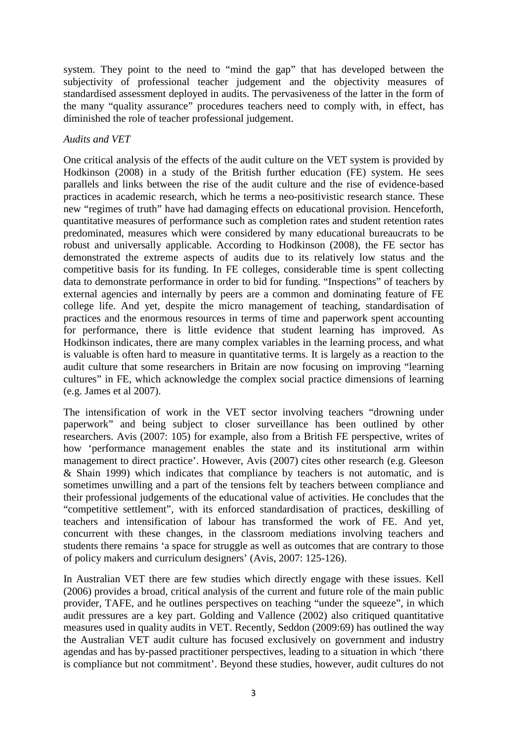system. They point to the need to "mind the gap" that has developed between the subjectivity of professional teacher judgement and the objectivity measures of standardised assessment deployed in audits. The pervasiveness of the latter in the form of the many "quality assurance" procedures teachers need to comply with, in effect, has diminished the role of teacher professional judgement.

*Audits and VET*

One critical analysis of the effects of the audit culture on the VET system is provided by Hodkinson (2008) in a study of the British further education (FE) system. He sees parallels and links between the rise of the audit culture and the rise of evidence-based practices in academic research, which he terms a neo-positivistic research stance. These new "regimes of truth" have had damaging effects on educational provision. Henceforth, quantitative measures of performance such as completion rates and student retention rates predominated, measures which were considered by many educational bureaucrats to be robust and universally applicable. According to Hodkinson (2008), the FE sector has demonstrated the extreme aspects of audits due to its relatively low status and the competitive basis for its funding. In FE colleges, considerable time is spent collecting data to demonstrate performance in order to bid for funding. "Inspections" of teachers by external agencies and internally by peers are a common and dominating feature of FE college life. And yet, despite the micro management of teaching, standardisation of practices and the enormous resources in terms of time and paperwork spent accounting for performance, there is little evidence that student learning has improved. As Hodkinson indicates, there are many complex variables in the learning process, and what is valuable is often hard to measure in quantitative terms. It is largely as a reaction to the audit culture that some researchers in Britain are now focusing on improving "learning cultures" in FE, which acknowledge the complex social practice dimensions of learning (e.g. James et al 2007).

The intensification of work in the VET sector involving teachers "drowning under paperwork" and being subject to closer surveillance has been outlined by other researchers. Avis (2007: 105) for example, also from a British FE perspective, writes of how 'performance management enables the state and its institutional arm within management to direct practice'. However, Avis (2007) cites other research (e.g. Gleeson & Shain 1999) which indicates that compliance by teachers is not automatic, and is sometimes unwilling and a part of the tensions felt by teachers between compliance and their professional judgements of the educational value of activities. He concludes that the "competitive settlement", with its enforced standardisation of practices, deskilling of teachers and intensification of labour has transformed the work of FE. And yet, concurrent with these changes, in the classroom mediations involving teachers and students there remains 'a space for struggle as well as outcomes that are contrary to those of policy makers and curriculum designers' (Avis, 2007: 125-126).

In Australian VET there are few studies which directly engage with these issues. Kell (2006) provides a broad, critical analysis of the current and future role of the main public provider, TAFE, and he outlines perspectives on teaching "under the squeeze", in which audit pressures are a key part. Golding and Vallence (2002) also critiqued quantitative measures used in quality audits in VET. Recently, Seddon (2009:69) has outlined the way the Australian VET audit culture has focused exclusively on government and industry agendas and has by-passed practitioner perspectives, leading to a situation in which 'there is compliance but not commitment'. Beyond these studies, however, audit cultures do not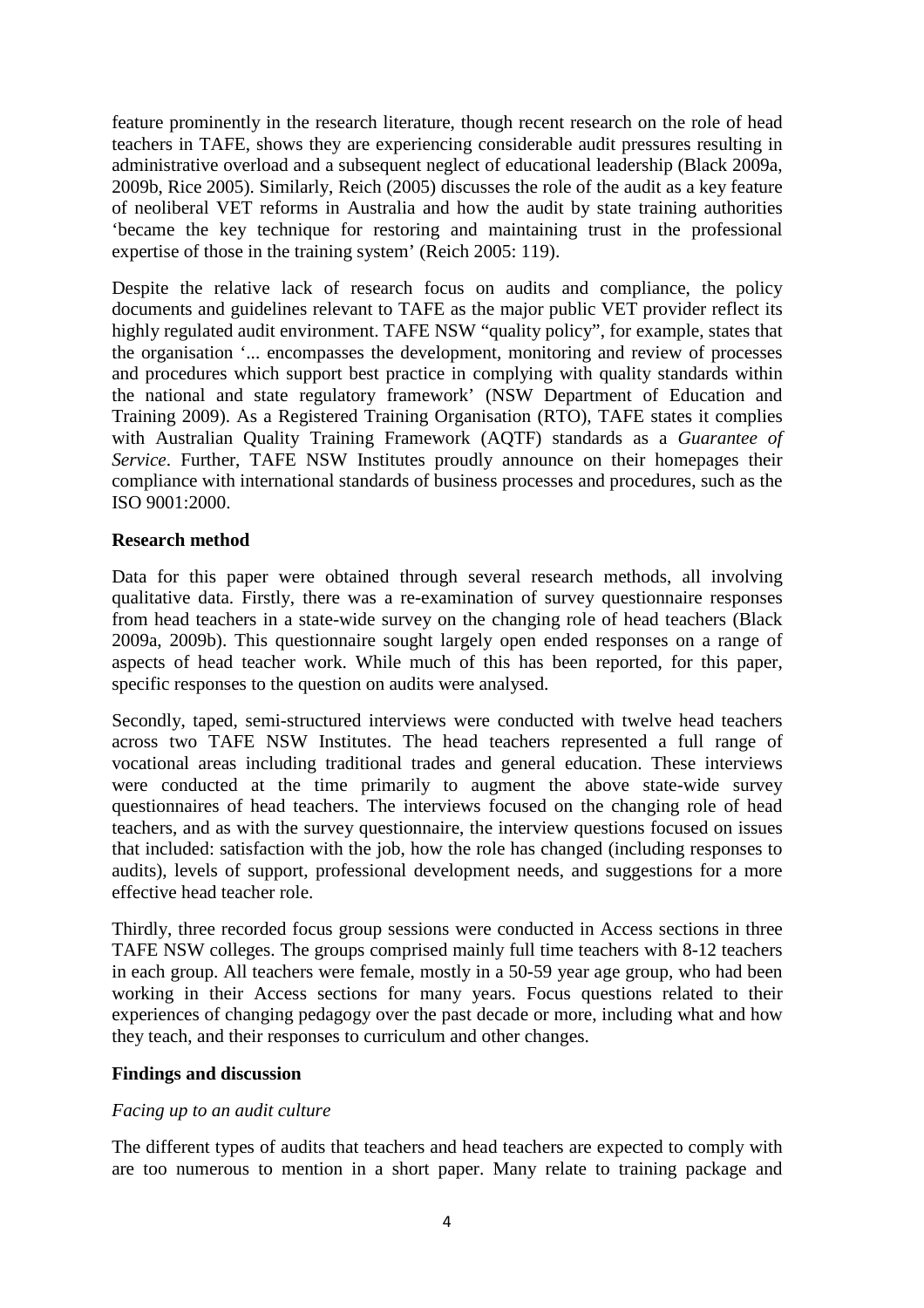feature prominently in the research literature, though recent research on the role of head teachers in TAFE, shows they are experiencing considerable audit pressures resulting in administrative overload and a subsequent neglect of educational leadership (Black 2009a, 2009b, Rice 2005). Similarly, Reich (2005) discusses the role of the audit as a key feature of neoliberal VET reforms in Australia and how the audit by state training authorities 'became the key technique for restoring and maintaining trust in the professional expertise of those in the training system' (Reich 2005: 119).

Despite the relative lack of research focus on audits and compliance, the policy documents and guidelines relevant to TAFE as the major public VET provider reflect its highly regulated audit environment. TAFE NSW "quality policy", for example, states that the organisation '... encompasses the development, monitoring and review of processes and procedures which support best practice in complying with quality standards within the national and state regulatory framework' (NSW Department of Education and Training 2009). As a Registered Training Organisation (RTO), TAFE states it complies with Australian Quality Training Framework (AQTF) standards as a *Guarantee of Service*. Further, TAFE NSW Institutes proudly announce on their homepages their compliance with international standards of business processes and procedures, such as the ISO 9001:2000.

**Research method**

Data for this paper were obtained through several research methods, all involving qualitative data. Firstly, there was a re-examination of survey questionnaire responses from head teachers in a state-wide survey on the changing role of head teachers (Black 2009a, 2009b). This questionnaire sought largely open ended responses on a range of aspects of head teacher work. While much of this has been reported, for this paper, specific responses to the question on audits were analysed.

Secondly, taped, semi-structured interviews were conducted with twelve head teachers across two TAFE NSW Institutes. The head teachers represented a full range of vocational areas including traditional trades and general education. These interviews were conducted at the time primarily to augment the above state-wide survey questionnaires of head teachers. The interviews focused on the changing role of head teachers, and as with the survey questionnaire, the interview questions focused on issues that included: satisfaction with the job, how the role has changed (including responses to audits), levels of support, professional development needs, and suggestions for a more effective head teacher role.

Thirdly, three recorded focus group sessions were conducted in Access sections in three TAFE NSW colleges. The groups comprised mainly full time teachers with 8-12 teachers in each group. All teachers were female, mostly in a 50-59 year age group, who had been working in their Access sections for many years. Focus questions related to their experiences of changing pedagogy over the past decade or more, including what and how they teach, and their responses to curriculum and other changes.

**Findings and discussion**

*Facing up to an audit culture*

The different types of audits that teachers and head teachers are expected to comply with are too numerous to mention in a short paper. Many relate to training package and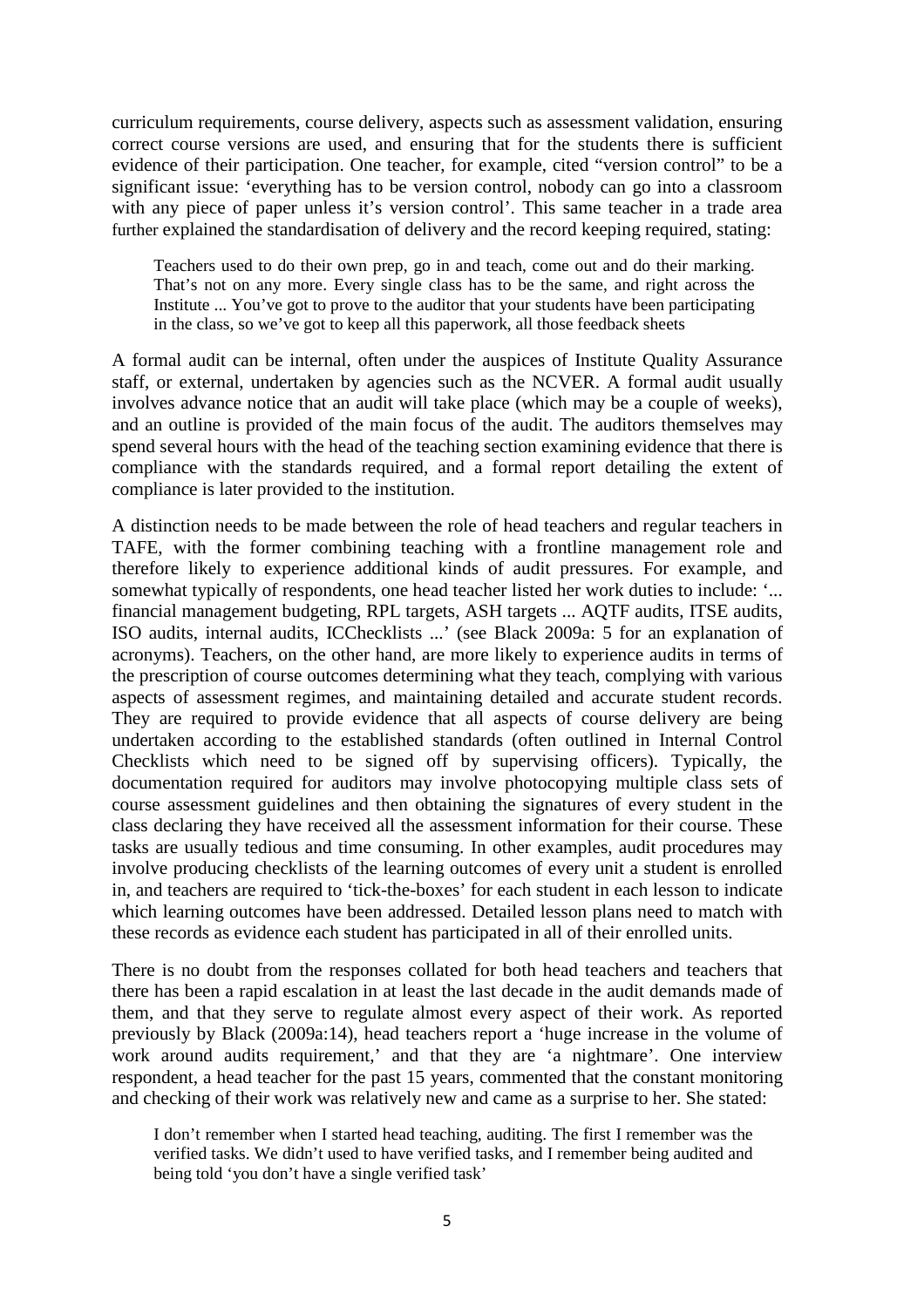curriculum requirements, course delivery, aspects such as assessment validation, ensuring correct course versions are used, and ensuring that for the students there is sufficient evidence of their participation. One teacher, for example, cited "version control" to be a significant issue: 'everything has to be version control, nobody can go into a classroom with any piece of paper unless it's version control'. This same teacher in a trade area further explained the standardisation of delivery and the record keeping required, stating:

> Teachers used to do their own prep, go in and teach, come out and do their marking. That's not on any more. Every single class has to be the same, and right across the Institute ... You've got to prove to the auditor that your students have been participating in the class, so we've got to keep all this paperwork, all those feedback sheets

A formal audit can be internal, often under the auspices of Institute Quality Assurance staff, or external, undertaken by agencies such as the NCVER. A formal audit usually involves advance notice that an audit will take place (which may be a couple of weeks), and an outline is provided of the main focus of the audit. The auditors themselves may spend several hours with the head of the teaching section examining evidence that there is compliance with the standards required, and a formal report detailing the extent of compliance is later provided to the institution.

A distinction needs to be made between the role of head teachers and regular teachers in TAFE, with the former combining teaching with a frontline management role and therefore likely to experience additional kinds of audit pressures. For example, and somewhat typically of respondents, one head teacher listed her work duties to include: '... financial management budgeting, RPL targets, ASH targets ... AQTF audits, ITSE audits, ISO audits, internal audits, ICChecklists ...' (see Black 2009a: 5 for an explanation of acronyms). Teachers, on the other hand, are more likely to experience audits in terms of the prescription of course outcomes determining what they teach, complying with various aspects of assessment regimes, and maintaining detailed and accurate student records. They are required to provide evidence that all aspects of course delivery are being undertaken according to the established standards (often outlined in Internal Control Checklists which need to be signed off by supervising officers). Typically, the documentation required for auditors may involve photocopying multiple class sets of course assessment guidelines and then obtaining the signatures of every student in the class declaring they have received all the assessment information for their course. These tasks are usually tedious and time consuming. In other examples, audit procedures may involve producing checklists of the learning outcomes of every unit a student is enrolled in, and teachers are required to 'tick-the-boxes' for each student in each lesson to indicate which learning outcomes have been addressed. Detailed lesson plans need to match with these records as evidence each student has participated in all of their enrolled units.

There is no doubt from the responses collated for both head teachers and teachers that there has been a rapid escalation in at least the last decade in the audit demands made of them, and that they serve to regulate almost every aspect of their work. As reported previously by Black (2009a:14), head teachers report a 'huge increase in the volume of work around audits requirement,' and that they are 'a nightmare'. One interview respondent, a head teacher for the past 15 years, commented that the constant monitoring and checking of their work was relatively new and came as a surprise to her. She stated:

> I don't remember when I started head teaching, auditing. The first I remember was the verified tasks. We didn't used to have verified tasks, and I remember being audited and being told 'you don't have a single verified task'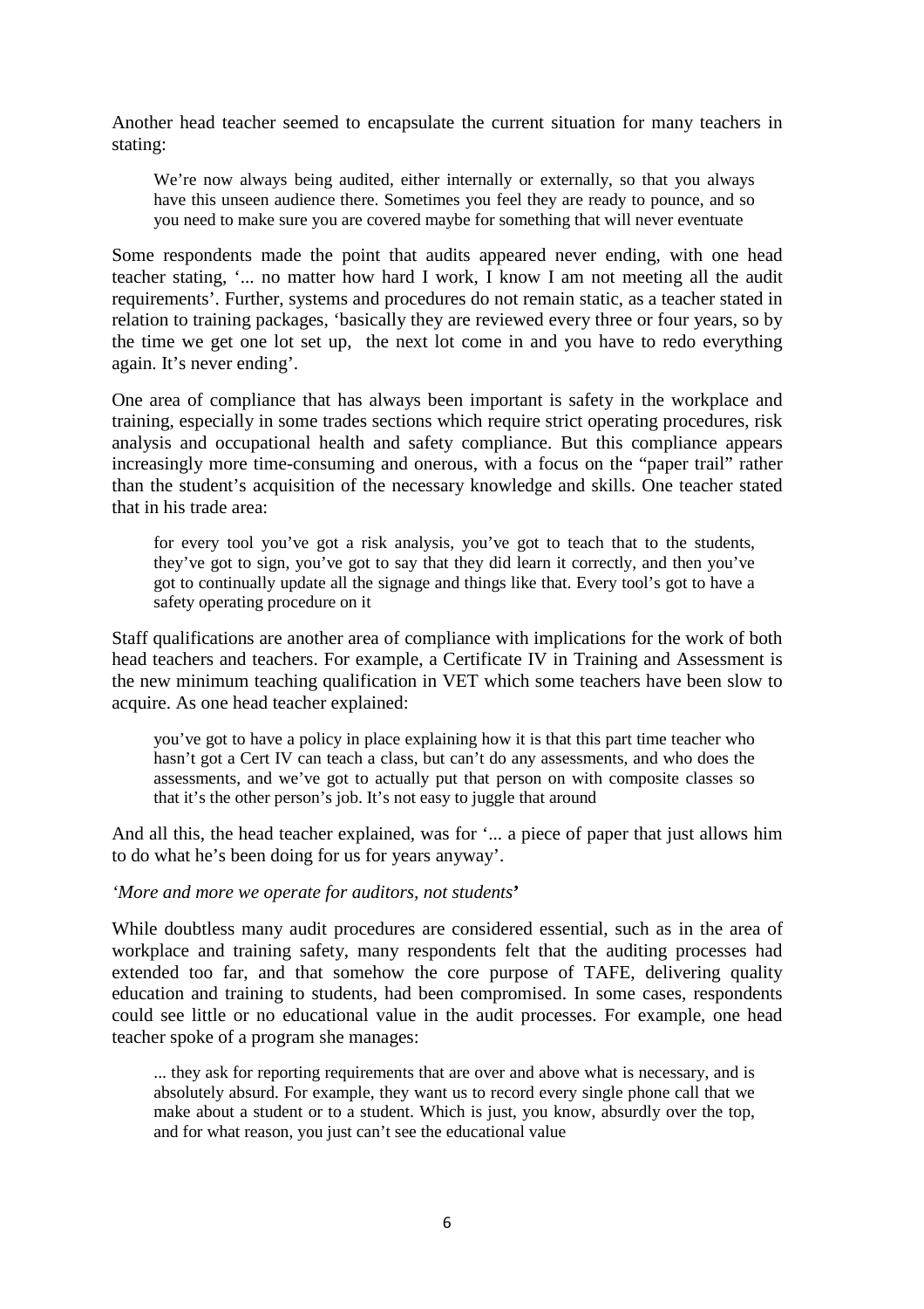Another head teacher seemed to encapsulate the current situation for many teachers in stating:

> We're now always being audited, either internally or externally, so that you always have this unseen audience there. Sometimes you feel they are ready to pounce, and so you need to make sure you are covered maybe for something that will never eventuate

Some respondents made the point that audits appeared never ending, with one head teacher stating, '... no matter how hard I work, I know I am not meeting all the audit requirements'. Further, systems and procedures do not remain static, as a teacher stated in relation to training packages, 'basically they are reviewed every three or four years, so by the time we get one lot set up, the next lot come in and you have to redo everything again. It's never ending'.

One area of compliance that has always been important is safety in the workplace and training, especially in some trades sections which require strict operating procedures, risk analysis and occupational health and safety compliance. But this compliance appears increasingly more time-consuming and onerous, with a focus on the "paper trail" rather than the student's acquisition of the necessary knowledge and skills. One teacher stated that in his trade area:

> for every tool you've got a risk analysis, you've got to teach that to the students, they've got to sign, you've got to say that they did learn it correctly, and then you've got to continually update all the signage and things like that. Every tool's got to have a safety operating procedure on it

Staff qualifications are another area of compliance with implications for the work of both head teachers and teachers. For example, a Certificate IV in Training and Assessment is the new minimum teaching qualification in VET which some teachers have been slow to acquire. As one head teacher explained:

> you've got to have a policy in place explaining how it is that this part time teacher who hasn't got a Cert IV can teach a class, but can't do any assessments, and who does the assessments, and we've got to actually put that person on with composite classes so that it's the other person's job. It's not easy to juggle that around

And all this, the head teacher explained, was for '... a piece of paper that just allows him to do what he's been doing for us for years anyway'.

*'More and more we operate for auditors, not students'*

While doubtless many audit procedures are considered essential, such as in the area of workplace and training safety, many respondents felt that the auditing processes had extended too far, and that somehow the core purpose of TAFE, delivering quality education and training to students, had been compromised. In some cases, respondents could see little or no educational value in the audit processes. For example, one head teacher spoke of a program she manages:

> ... they ask for reporting requirements that are over and above what is necessary, and is absolutely absurd. For example, they want us to record every single phone call that we make about a student or to a student. Which is just, you know, absurdly over the top, and for what reason, you just can't see the educational value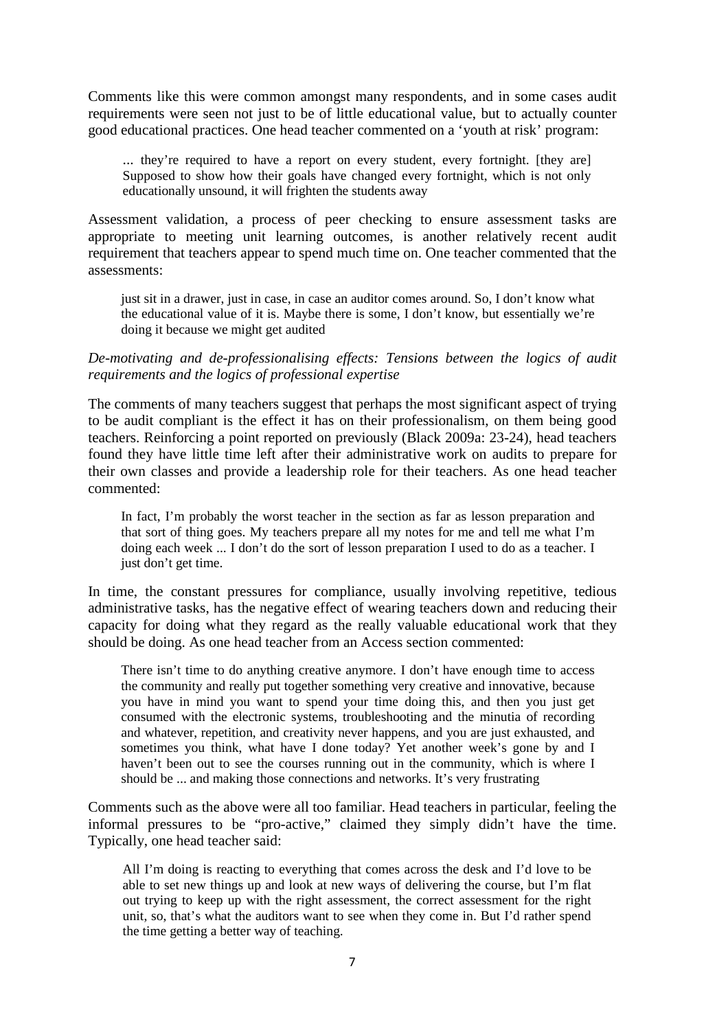Comments like this were common amongst many respondents, and in some cases audit requirements were seen not just to be of little educational value, but to actually counter good educational practices. One head teacher commented on a 'youth at risk' program:

> ... they're required to have a report on every student, every fortnight. [they are] Supposed to show how their goals have changed every fortnight, which is not only educationally unsound, it will frighten the students away

Assessment validation, a process of peer checking to ensure assessment tasks are appropriate to meeting unit learning outcomes, is another relatively recent audit requirement that teachers appear to spend much time on. One teacher commented that the assessments:

> just sit in a drawer, just in case, in case an auditor comes around. So, I don't know what the educational value of it is. Maybe there is some, I don't know, but essentially we're doing it because we might get audited

*De-motivating and de-professionalising effects: Tensions between the logics of audit requirements and the logics of professional expertise*

The comments of many teachers suggest that perhaps the most significant aspect of trying to be audit compliant is the effect it has on their professionalism, on them being good teachers. Reinforcing a point reported on previously (Black 2009a: 23-24), head teachers found they have little time left after their administrative work on audits to prepare for their own classes and provide a leadership role for their teachers. As one head teacher commented:

> In fact, I'm probably the worst teacher in the section as far as lesson preparation and that sort of thing goes. My teachers prepare all my notes for me and tell me what I'm doing each week ... I don't do the sort of lesson preparation I used to do as a teacher. I just don't get time.

In time, the constant pressures for compliance, usually involving repetitive, tedious administrative tasks, has the negative effect of wearing teachers down and reducing their capacity for doing what they regard as the really valuable educational work that they should be doing. As one head teacher from an Access section commented:

> There isn't time to do anything creative anymore. I don't have enough time to access the community and really put together something very creative and innovative, because you have in mind you want to spend your time doing this, and then you just get consumed with the electronic systems, troubleshooting and the minutia of recording and whatever, repetition, and creativity never happens, and you are just exhausted, and sometimes you think, what have I done today? Yet another week's gone by and I haven't been out to see the courses running out in the community, which is where I should be ... and making those connections and networks. It's very frustrating

Comments such as the above were all too familiar. Head teachers in particular, feeling the informal pressures to be "pro-active," claimed they simply didn't have the time. Typically, one head teacher said:

> All I'm doing is reacting to everything that comes across the desk and I'd love to be able to set new things up and look at new ways of delivering the course, but I'm flat out trying to keep up with the right assessment, the correct assessment for the right unit, so, that's what the auditors want to see when they come in. But I'd rather spend the time getting a better way of teaching.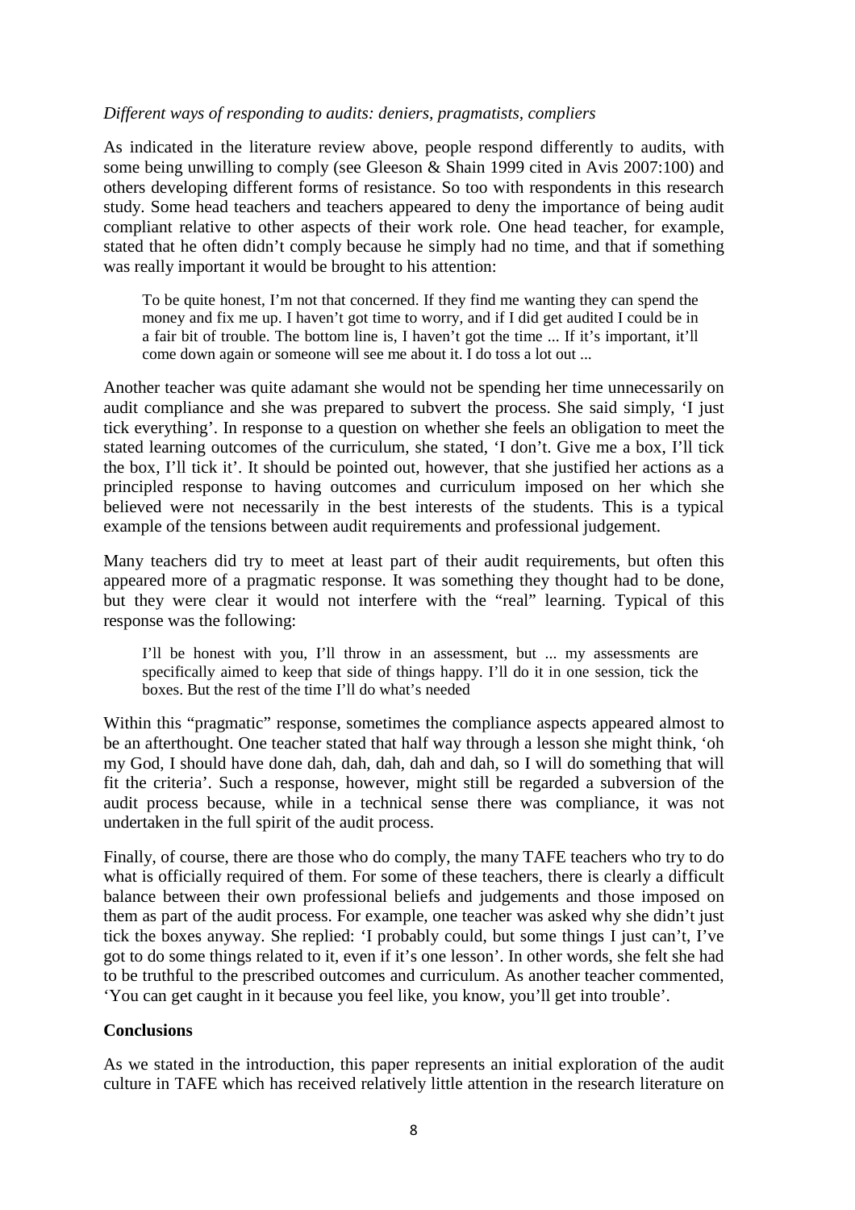*Different ways of responding to audits: deniers, pragmatists, compliers*

As indicated in the literature review above, people respond differently to audits, with some being unwilling to comply (see Gleeson & Shain 1999 cited in Avis 2007:100) and others developing different forms of resistance. So too with respondents in this research study. Some head teachers and teachers appeared to deny the importance of being audit compliant relative to other aspects of their work role. One head teacher, for example, stated that he often didn't comply because he simply had no time, and that if something was really important it would be brought to his attention:

> To be quite honest, I'm not that concerned. If they find me wanting they can spend the money and fix me up. I haven't got time to worry, and if I did get audited I could be in a fair bit of trouble. The bottom line is, I haven't got the time ... If it's important, it'll come down again or someone will see me about it. I do toss a lot out ...

Another teacher was quite adamant she would not be spending her time unnecessarily on audit compliance and she was prepared to subvert the process. She said simply, 'I just tick everything'. In response to a question on whether she feels an obligation to meet the stated learning outcomes of the curriculum, she stated, 'I don't. Give me a box, I'll tick the box, I'll tick it'. It should be pointed out, however, that she justified her actions as a principled response to having outcomes and curriculum imposed on her which she believed were not necessarily in the best interests of the students. This is a typical example of the tensions between audit requirements and professional judgement.

Many teachers did try to meet at least part of their audit requirements, but often this appeared more of a pragmatic response. It was something they thought had to be done, but they were clear it would not interfere with the "real" learning. Typical of this response was the following:

> I'll be honest with you, I'll throw in an assessment, but ... my assessments are specifically aimed to keep that side of things happy. I'll do it in one session, tick the boxes. But the rest of the time I'll do what's needed

Within this "pragmatic" response, sometimes the compliance aspects appeared almost to be an afterthought. One teacher stated that half way through a lesson she might think, 'oh my God, I should have done dah, dah, dah, dah and dah, so I will do something that will fit the criteria'. Such a response, however, might still be regarded a subversion of the audit process because, while in a technical sense there was compliance, it was not undertaken in the full spirit of the audit process.

Finally, of course, there are those who do comply, the many TAFE teachers who try to do what is officially required of them. For some of these teachers, there is clearly a difficult balance between their own professional beliefs and judgements and those imposed on them as part of the audit process. For example, one teacher was asked why she didn't just tick the boxes anyway. She replied: 'I probably could, but some things I just can't, I've got to do some things related to it, even if it's one lesson'. In other words, she felt she had to be truthful to the prescribed outcomes and curriculum. As another teacher commented, 'You can get caught in it because you feel like, you know, you'll get into trouble'.

**Conclusions**

As we stated in the introduction, this paper represents an initial exploration of the audit culture in TAFE which has received relatively little attention in the research literature on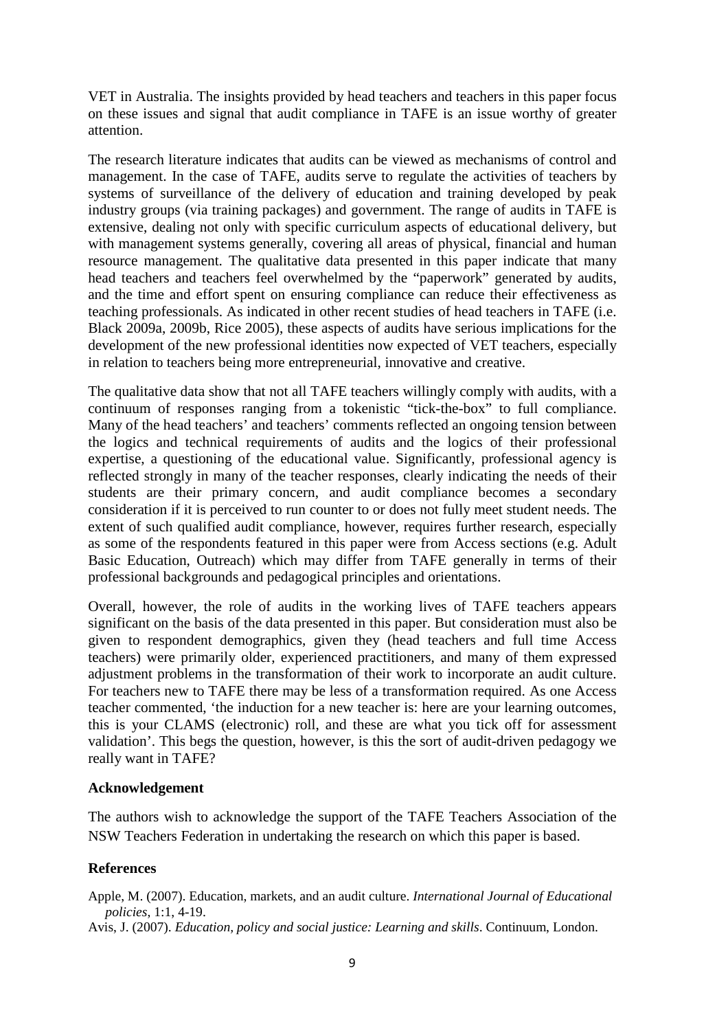VET in Australia. The insights provided by head teachers and teachers in this paper focus on these issues and signal that audit compliance in TAFE is an issue worthy of greater attention.

The research literature indicates that audits can be viewed as mechanisms of control and management. In the case of TAFE, audits serve to regulate the activities of teachers by systems of surveillance of the delivery of education and training developed by peak industry groups (via training packages) and government. The range of audits in TAFE is extensive, dealing not only with specific curriculum aspects of educational delivery, but with management systems generally, covering all areas of physical, financial and human resource management. The qualitative data presented in this paper indicate that many head teachers and teachers feel overwhelmed by the "paperwork" generated by audits, and the time and effort spent on ensuring compliance can reduce their effectiveness as teaching professionals. As indicated in other recent studies of head teachers in TAFE (i.e. Black 2009a, 2009b, Rice 2005), these aspects of audits have serious implications for the development of the new professional identities now expected of VET teachers, especially in relation to teachers being more entrepreneurial, innovative and creative.

The qualitative data show that not all TAFE teachers willingly comply with audits, with a continuum of responses ranging from a tokenistic "tick-the-box" to full compliance. Many of the head teachers' and teachers' comments reflected an ongoing tension between the logics and technical requirements of audits and the logics of their professional expertise, a questioning of the educational value. Significantly, professional agency is reflected strongly in many of the teacher responses, clearly indicating the needs of their students are their primary concern, and audit compliance becomes a secondary consideration if it is perceived to run counter to or does not fully meet student needs. The extent of such qualified audit compliance, however, requires further research, especially as some of the respondents featured in this paper were from Access sections (e.g. Adult Basic Education, Outreach) which may differ from TAFE generally in terms of their professional backgrounds and pedagogical principles and orientations.

Overall, however, the role of audits in the working lives of TAFE teachers appears significant on the basis of the data presented in this paper. But consideration must also be given to respondent demographics, given they (head teachers and full time Access teachers) were primarily older, experienced practitioners, and many of them expressed adjustment problems in the transformation of their work to incorporate an audit culture. For teachers new to TAFE there may be less of a transformation required. As one Access teacher commented, 'the induction for a new teacher is: here are your learning outcomes, this is your CLAMS (electronic) roll, and these are what you tick off for assessment validation'. This begs the question, however, is this the sort of audit-driven pedagogy we really want in TAFE?

**Acknowledgement**

The authors wish to acknowledge the support of the TAFE Teachers Association of the NSW Teachers Federation in undertaking the research on which this paper is based.

**References**

Apple, M. (2007). Education, markets, and an audit culture. *International Journal of Educational policies,* 1:1, 4-19.

Avis, J. (2007). *Education, policy and social justice: Learning and skills*. Continuum, London.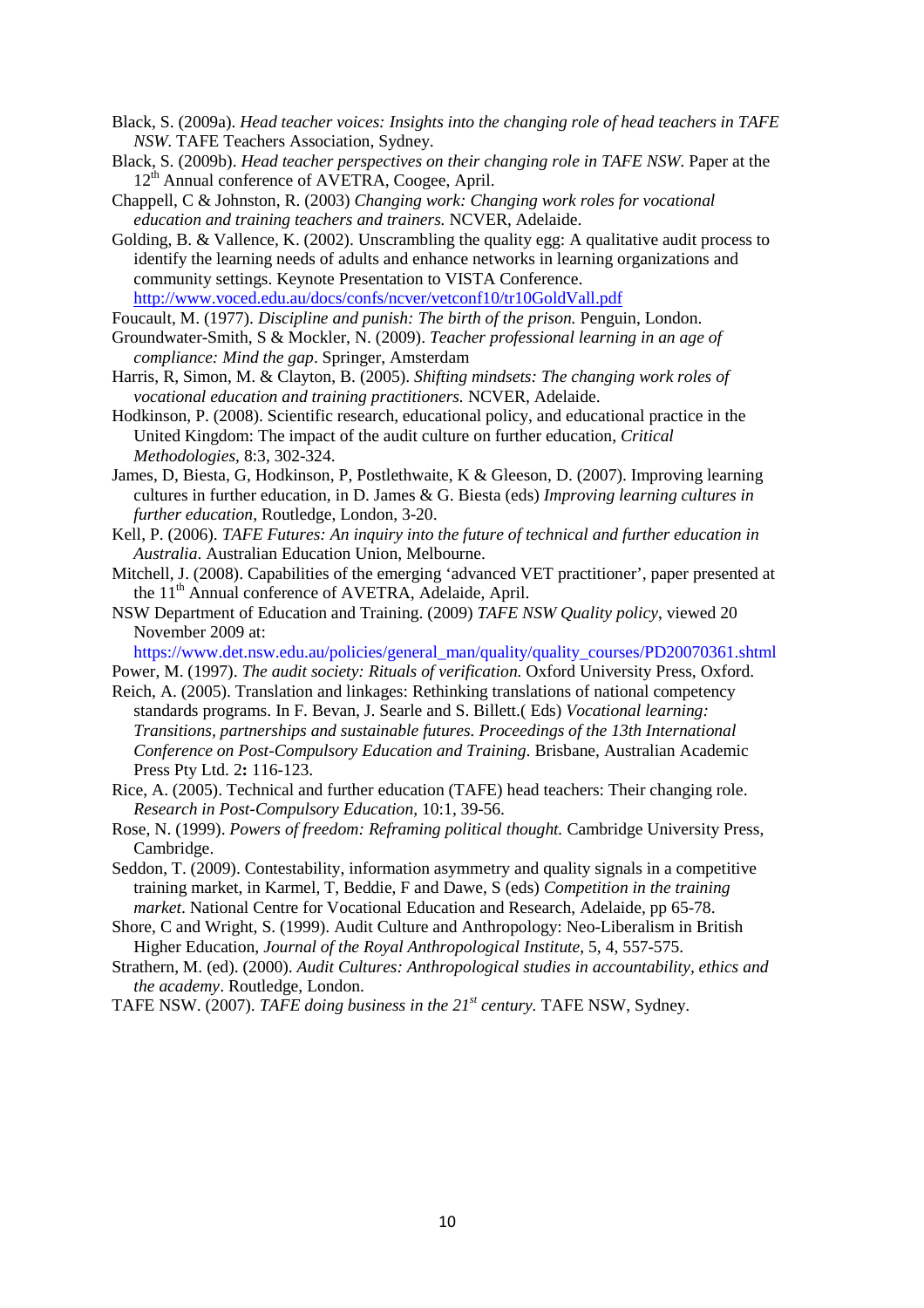Black, S. (2009a). *Head teacher voices: Insights into the changing role of head teachers in TAFE NSW*. TAFE Teachers Association, Sydney.

Black, S. (2009b). *Head teacher perspectives on their changing role in TAFE NSW*. Paper at the 12th Annual conference of AVETRA, Coogee, April.

Chappell, C & Johnston, R. (2003) *Changing work: Changing work roles for vocational education and training teachers and trainers.* NCVER, Adelaide.

Golding, B. & Vallence, K. (2002). Unscrambling the quality egg: A qualitative audit process to identify the learning needs of adults and enhance networks in learning organizations and community settings. Keynote Presentation to VISTA Conference. http://www.voced.edu.au/docs/confs/ncver/vetconf10/tr10GoldVall.pdf

Foucault, M. (1977). *Discipline and punish: The birth of the prison.* Penguin, London.

Groundwater-Smith, S & Mockler, N. (2009). *Teacher professional learning in an age of compliance: Mind the gap*. Springer, Amsterdam

Harris, R, Simon, M. & Clayton, B. (2005). *Shifting mindsets: The changing work roles of vocational education and training practitioners.* NCVER, Adelaide.

Hodkinson, P. (2008). Scientific research, educational policy, and educational practice in the United Kingdom: The impact of the audit culture on further education, *Critical Methodologies*, 8:3, 302-324.

James, D, Biesta, G, Hodkinson, P, Postlethwaite, K & Gleeson, D. (2007). Improving learning cultures in further education, in D. James & G. Biesta (eds) *Improving learning cultures in further education*, Routledge, London, 3-20.

Kell, P. (2006). *TAFE Futures: An inquiry into the future of technical and further education in Australia*. Australian Education Union, Melbourne.

Mitchell, J. (2008). Capabilities of the emerging 'advanced VET practitioner', paper presented at the 11th Annual conference of AVETRA, Adelaide, April.

NSW Department of Education and Training. (2009) *TAFE NSW Quality policy*, viewed 20 November 2009 at: https://www.det.nsw.edu.au/policies/general_man/quality/quality_courses/PD20070361.shtml

Power, M. (1997). *The audit society: Rituals of verification.* Oxford University Press, Oxford.

Reich, A. (2005). Translation and linkages: Rethinking translations of national competency standards programs. In F. Bevan, J. Searle and S. Billett.( Eds) *Vocational learning: Transitions, partnerships and sustainable futures. Proceedings of the 13th International Conference on Post-Compulsory Education and Training*. Brisbane, Australian Academic Press Pty Ltd. 2**:** 116-123.

Rice, A. (2005). Technical and further education (TAFE) head teachers: Their changing role. *Research in Post-Compulsory Education*, 10:1, 39-56.

Rose, N. (1999). *Powers of freedom: Reframing political thought.* Cambridge University Press, Cambridge.

Seddon, T. (2009). Contestability, information asymmetry and quality signals in a competitive training market, in Karmel, T, Beddie, F and Dawe, S (eds) *Competition in the training market*. National Centre for Vocational Education and Research, Adelaide, pp 65-78.

Shore, C and Wright, S. (1999). Audit Culture and Anthropology: Neo-Liberalism in British Higher Education, *Journal of the Royal Anthropological Institute*, 5, 4, 557-575.

Strathern, M. (ed). (2000). *Audit Cultures: Anthropological studies in accountability, ethics and the academy*. Routledge, London.

TAFE NSW. (2007). *TAFE doing business in the 21st century.* TAFE NSW, Sydney.